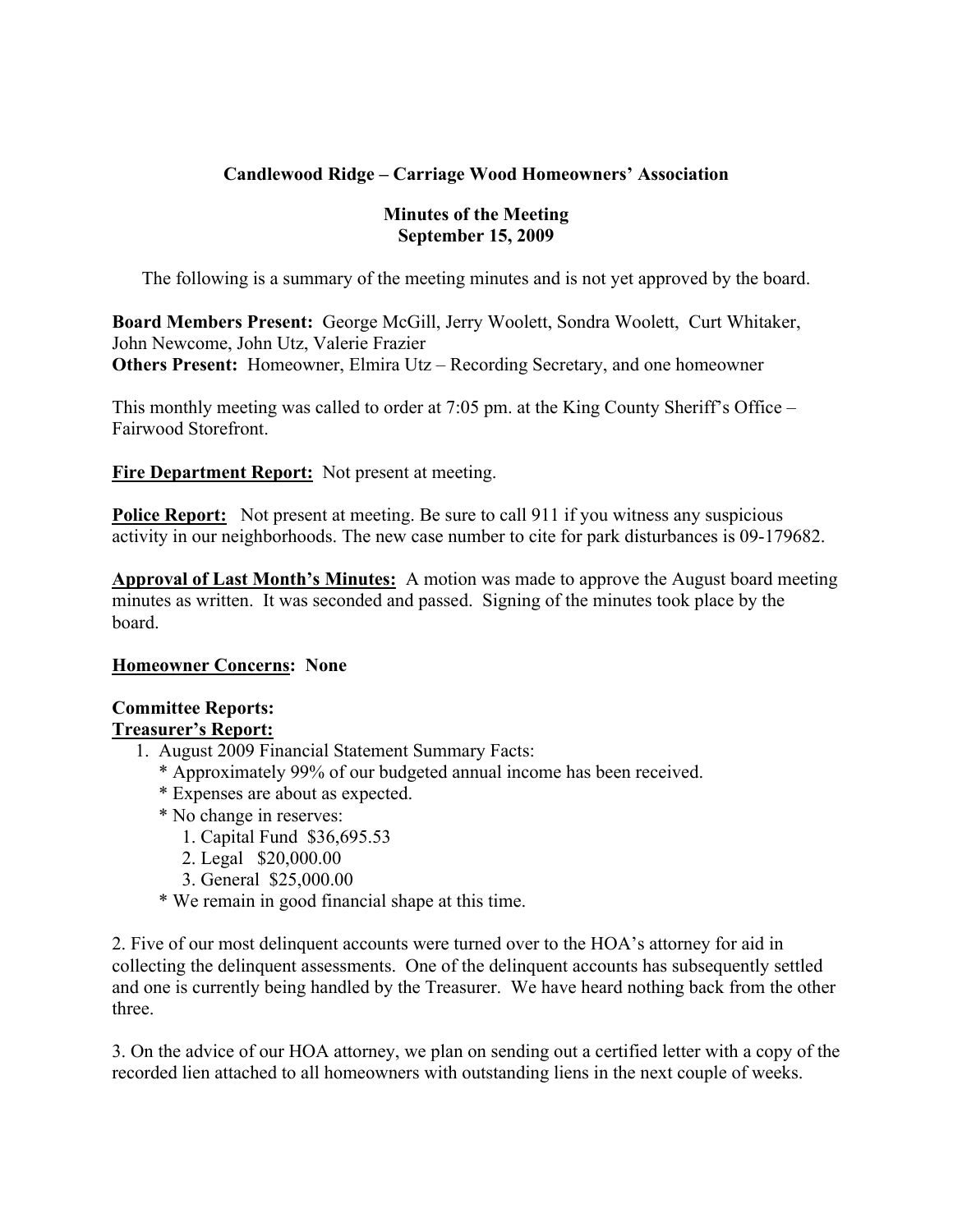**Candlewood Ridge – Carriage Wood Homeowners' Association**

**Minutes of the Meeting**
**September 15, 2009**

The following is a summary of the meeting minutes and is not yet approved by the board.

**Board Members Present:** George McGill, Jerry Woolett, Sondra Woolett, Curt Whitaker, John Newcome, John Utz, Valerie Frazier
**Others Present:** Homeowner, Elmira Utz – Recording Secretary, and one homeowner

This monthly meeting was called to order at 7:05 pm. at the King County Sheriff's Office – Fairwood Storefront.

**Fire Department Report:** Not present at meeting.

**Police Report:** Not present at meeting. Be sure to call 911 if you witness any suspicious activity in our neighborhoods. The new case number to cite for park disturbances is 09-179682.

**Approval of Last Month's Minutes:** A motion was made to approve the August board meeting minutes as written. It was seconded and passed. Signing of the minutes took place by the board.

**Homeowner Concerns: None**

**Committee Reports:**
**Treasurer's Report:**

1. August 2009 Financial Statement Summary Facts:
   * Approximately 99% of our budgeted annual income has been received.
   * Expenses are about as expected.
   * No change in reserves:
     1. Capital Fund $36,695.53
     2. Legal $20,000.00
     3. General $25,000.00
   * We remain in good financial shape at this time.

2. Five of our most delinquent accounts were turned over to the HOA's attorney for aid in collecting the delinquent assessments. One of the delinquent accounts has subsequently settled and one is currently being handled by the Treasurer. We have heard nothing back from the other three.

3. On the advice of our HOA attorney, we plan on sending out a certified letter with a copy of the recorded lien attached to all homeowners with outstanding liens in the next couple of weeks.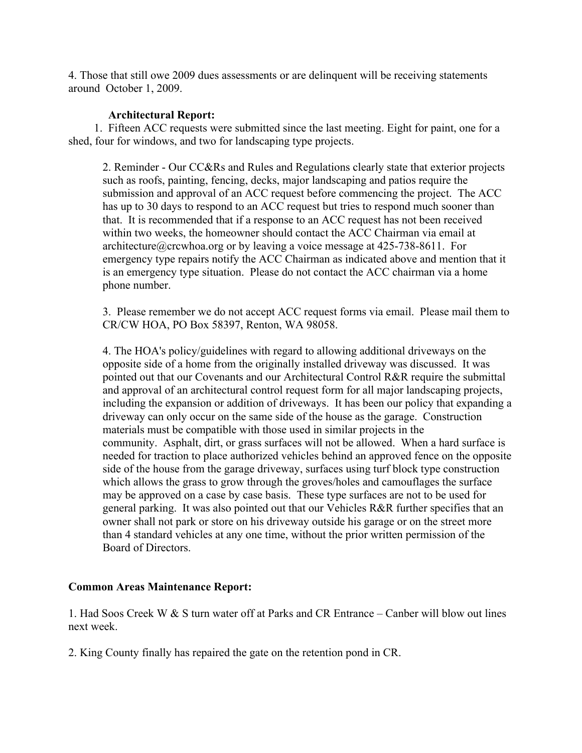4. Those that still owe 2009 dues assessments or are delinquent will be receiving statements around October 1, 2009.

**Architectural Report:**

1. Fifteen ACC requests were submitted since the last meeting. Eight for paint, one for a shed, four for windows, and two for landscaping type projects.

2. Reminder - Our CC&Rs and Rules and Regulations clearly state that exterior projects such as roofs, painting, fencing, decks, major landscaping and patios require the submission and approval of an ACC request before commencing the project. The ACC has up to 30 days to respond to an ACC request but tries to respond much sooner than that. It is recommended that if a response to an ACC request has not been received within two weeks, the homeowner should contact the ACC Chairman via email at architecture@crcwhoa.org or by leaving a voice message at 425-738-8611. For emergency type repairs notify the ACC Chairman as indicated above and mention that it is an emergency type situation. Please do not contact the ACC chairman via a home phone number.

3. Please remember we do not accept ACC request forms via email. Please mail them to CR/CW HOA, PO Box 58397, Renton, WA 98058.

4. The HOA's policy/guidelines with regard to allowing additional driveways on the opposite side of a home from the originally installed driveway was discussed. It was pointed out that our Covenants and our Architectural Control R&R require the submittal and approval of an architectural control request form for all major landscaping projects, including the expansion or addition of driveways. It has been our policy that expanding a driveway can only occur on the same side of the house as the garage. Construction materials must be compatible with those used in similar projects in the community. Asphalt, dirt, or grass surfaces will not be allowed. When a hard surface is needed for traction to place authorized vehicles behind an approved fence on the opposite side of the house from the garage driveway, surfaces using turf block type construction which allows the grass to grow through the groves/holes and camouflages the surface may be approved on a case by case basis. These type surfaces are not to be used for general parking. It was also pointed out that our Vehicles R&R further specifies that an owner shall not park or store on his driveway outside his garage or on the street more than 4 standard vehicles at any one time, without the prior written permission of the Board of Directors.

**Common Areas Maintenance Report:**

1. Had Soos Creek W & S turn water off at Parks and CR Entrance – Canber will blow out lines next week.

2. King County finally has repaired the gate on the retention pond in CR.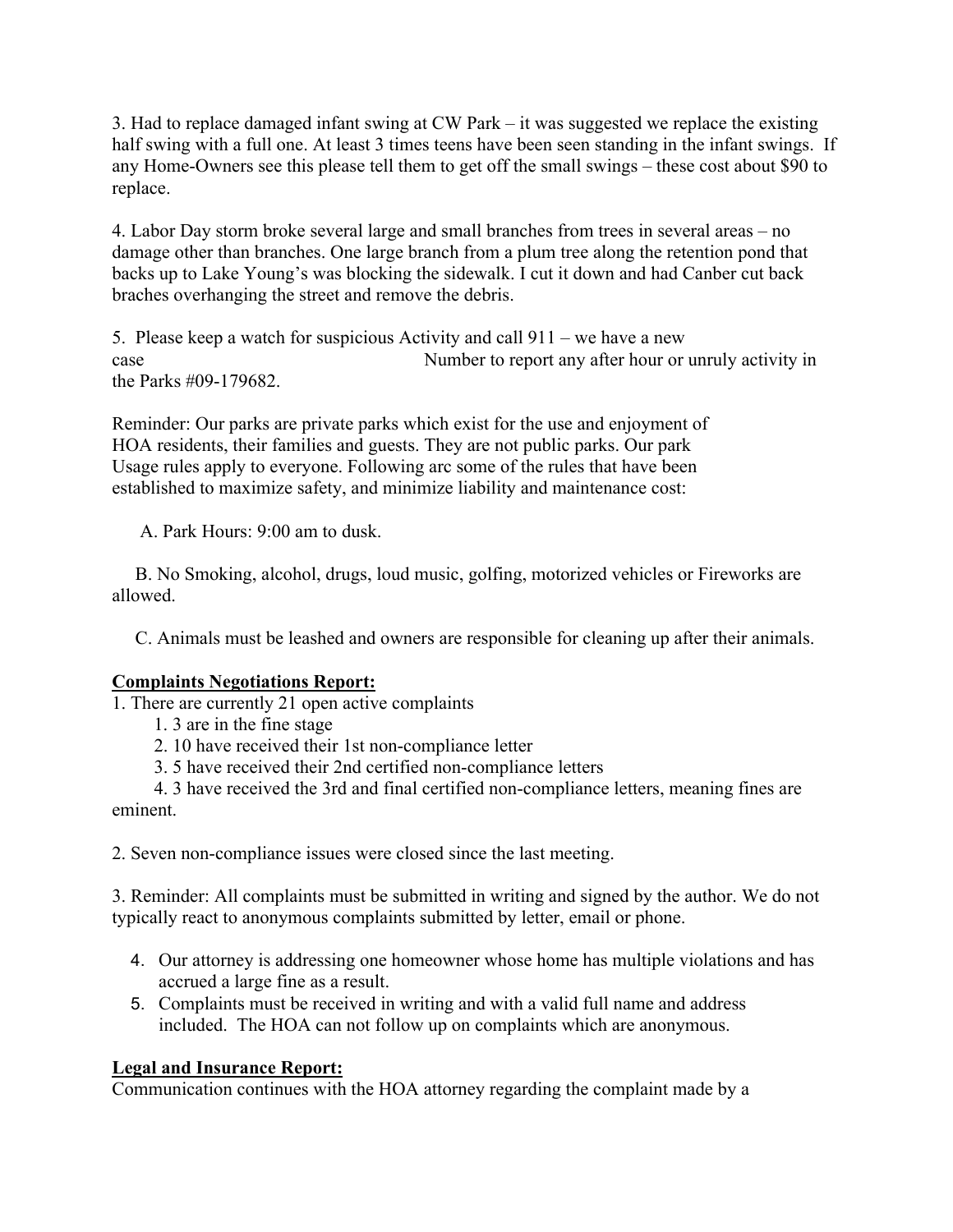3. Had to replace damaged infant swing at CW Park – it was suggested we replace the existing half swing with a full one. At least 3 times teens have been seen standing in the infant swings. If any Home-Owners see this please tell them to get off the small swings – these cost about $90 to replace.

4. Labor Day storm broke several large and small branches from trees in several areas – no damage other than branches. One large branch from a plum tree along the retention pond that backs up to Lake Young's was blocking the sidewalk. I cut it down and had Canber cut back braches overhanging the street and remove the debris.

5. Please keep a watch for suspicious Activity and call 911 – we have a new case Number to report any after hour or unruly activity in the Parks #09-179682.

Reminder: Our parks are private parks which exist for the use and enjoyment of HOA residents, their families and guests. They are not public parks. Our park Usage rules apply to everyone. Following arc some of the rules that have been established to maximize safety, and minimize liability and maintenance cost:

A. Park Hours: 9:00 am to dusk.

B. No Smoking, alcohol, drugs, loud music, golfing, motorized vehicles or Fireworks are allowed.

C. Animals must be leashed and owners are responsible for cleaning up after their animals.

**Complaints Negotiations Report:**

1. There are currently 21 open active complaints
    1. 3 are in the fine stage
    2. 10 have received their 1st non-compliance letter
    3. 5 have received their 2nd certified non-compliance letters
    4. 3 have received the 3rd and final certified non-compliance letters, meaning fines are eminent.

2. Seven non-compliance issues were closed since the last meeting.

3. Reminder: All complaints must be submitted in writing and signed by the author. We do not typically react to anonymous complaints submitted by letter, email or phone.

4. Our attorney is addressing one homeowner whose home has multiple violations and has accrued a large fine as a result.
5. Complaints must be received in writing and with a valid full name and address included. The HOA can not follow up on complaints which are anonymous.

**Legal and Insurance Report:**

Communication continues with the HOA attorney regarding the complaint made by a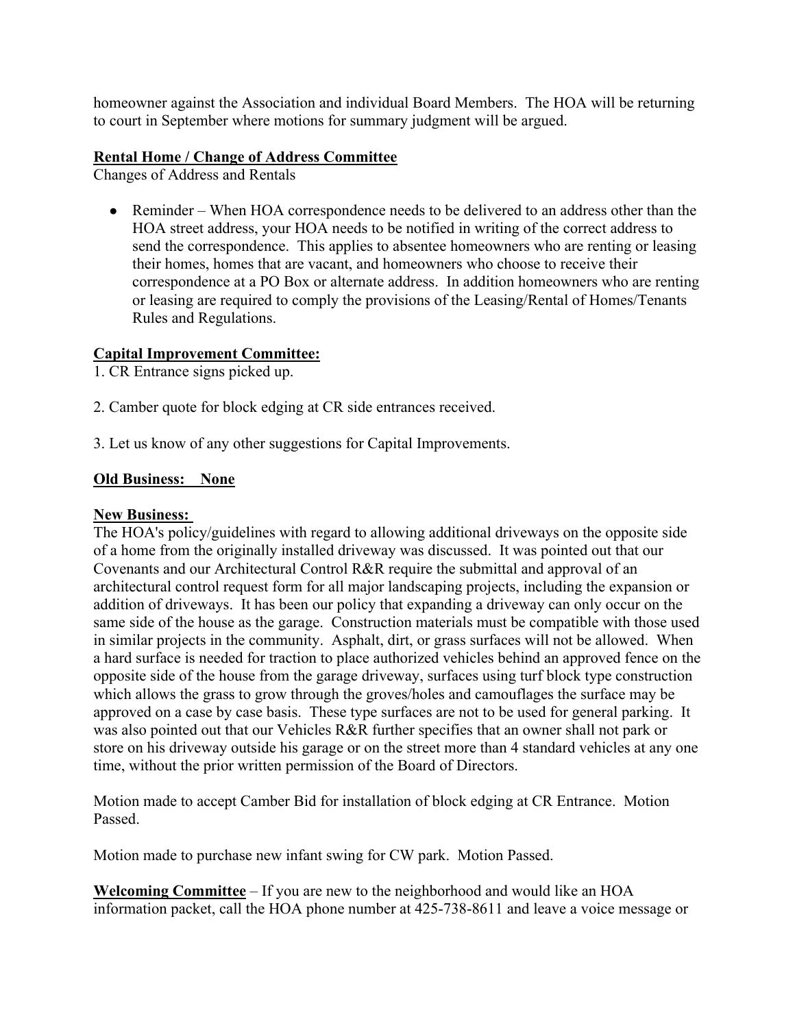homeowner against the Association and individual Board Members. The HOA will be returning to court in September where motions for summary judgment will be argued.

**Rental Home / Change of Address Committee**

Changes of Address and Rentals

- Reminder – When HOA correspondence needs to be delivered to an address other than the HOA street address, your HOA needs to be notified in writing of the correct address to send the correspondence. This applies to absentee homeowners who are renting or leasing their homes, homes that are vacant, and homeowners who choose to receive their correspondence at a PO Box or alternate address. In addition homeowners who are renting or leasing are required to comply the provisions of the Leasing/Rental of Homes/Tenants Rules and Regulations.

**Capital Improvement Committee:**

1. CR Entrance signs picked up.

2. Camber quote for block edging at CR side entrances received.

3. Let us know of any other suggestions for Capital Improvements.

**Old Business: None**

**New Business:**

The HOA's policy/guidelines with regard to allowing additional driveways on the opposite side of a home from the originally installed driveway was discussed. It was pointed out that our Covenants and our Architectural Control R&R require the submittal and approval of an architectural control request form for all major landscaping projects, including the expansion or addition of driveways. It has been our policy that expanding a driveway can only occur on the same side of the house as the garage. Construction materials must be compatible with those used in similar projects in the community. Asphalt, dirt, or grass surfaces will not be allowed. When a hard surface is needed for traction to place authorized vehicles behind an approved fence on the opposite side of the house from the garage driveway, surfaces using turf block type construction which allows the grass to grow through the groves/holes and camouflages the surface may be approved on a case by case basis. These type surfaces are not to be used for general parking. It was also pointed out that our Vehicles R&R further specifies that an owner shall not park or store on his driveway outside his garage or on the street more than 4 standard vehicles at any one time, without the prior written permission of the Board of Directors.

Motion made to accept Camber Bid for installation of block edging at CR Entrance. Motion Passed.

Motion made to purchase new infant swing for CW park. Motion Passed.

**Welcoming Committee** – If you are new to the neighborhood and would like an HOA information packet, call the HOA phone number at 425-738-8611 and leave a voice message or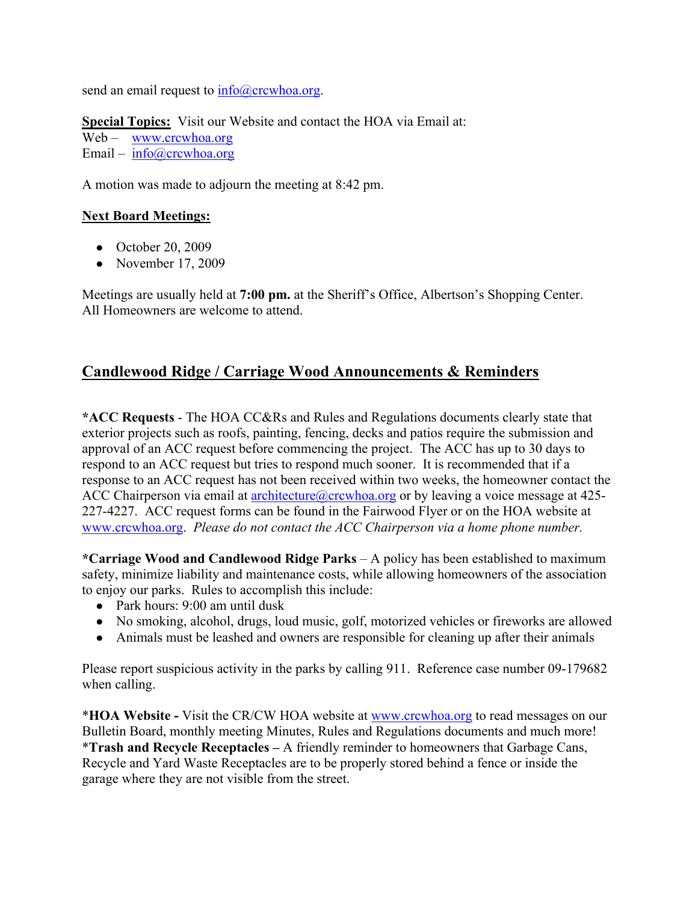send an email request to info@crcwhoa.org.

**Special Topics:** Visit our Website and contact the HOA via Email at:
Web – www.crcwhoa.org
Email – info@crcwhoa.org

A motion was made to adjourn the meeting at 8:42 pm.

**Next Board Meetings:**

- October 20, 2009
- November 17, 2009

Meetings are usually held at **7:00 pm.** at the Sheriff's Office, Albertson's Shopping Center. All Homeowners are welcome to attend.

## Candlewood Ridge / Carriage Wood Announcements & Reminders

***ACC Requests** - The HOA CC&Rs and Rules and Regulations documents clearly state that exterior projects such as roofs, painting, fencing, decks and patios require the submission and approval of an ACC request before commencing the project. The ACC has up to 30 days to respond to an ACC request but tries to respond much sooner. It is recommended that if a response to an ACC request has not been received within two weeks, the homeowner contact the ACC Chairperson via email at architecture@crcwhoa.org or by leaving a voice message at 425-227-4227. ACC request forms can be found in the Fairwood Flyer or on the HOA website at www.crcwhoa.org. *Please do not contact the ACC Chairperson via a home phone number.*

***Carriage Wood and Candlewood Ridge Parks** – A policy has been established to maximum safety, minimize liability and maintenance costs, while allowing homeowners of the association to enjoy our parks. Rules to accomplish this include:

- Park hours: 9:00 am until dusk
- No smoking, alcohol, drugs, loud music, golf, motorized vehicles or fireworks are allowed
- Animals must be leashed and owners are responsible for cleaning up after their animals

Please report suspicious activity in the parks by calling 911. Reference case number 09-179682 when calling.

***HOA Website -** Visit the CR/CW HOA website at www.crcwhoa.org to read messages on our Bulletin Board, monthly meeting Minutes, Rules and Regulations documents and much more!
***Trash and Recycle Receptacles –** A friendly reminder to homeowners that Garbage Cans, Recycle and Yard Waste Receptacles are to be properly stored behind a fence or inside the garage where they are not visible from the street.